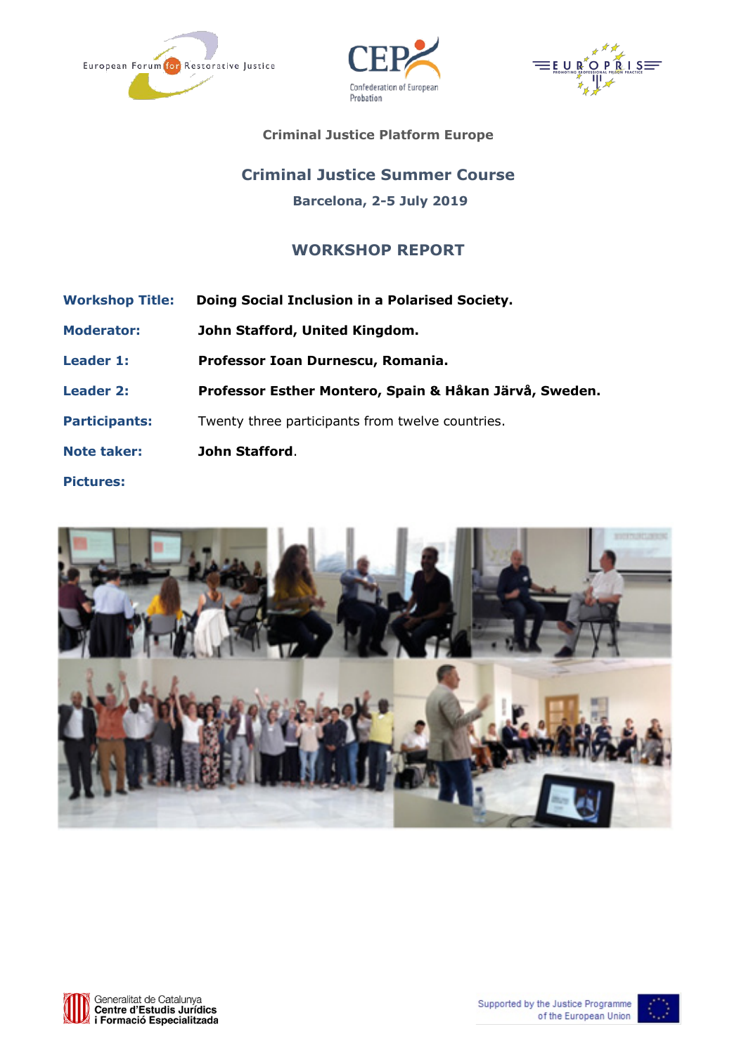Criminal Justice Platform Europe

## Criminal Justice Summer Course

**Barcelona, 2-5 July 2019**

## WORKSHOP REPORT

| | |
|---|---|
| **Workshop Title:** | **Doing Social Inclusion in a Polarised Society.** |
| **Moderator:** | **John Stafford, United Kingdom.** |
| **Leader 1:** | **Professor Ioan Durnescu, Romania.** |
| **Leader 2:** | **Professor Esther Montero, Spain & Håkan Järvå, Sweden.** |
| **Participants:** | Twenty three participants from twelve countries. |
| **Note taker:** | **John Stafford**. |
| **Pictures:** | |

Generalitat de Catalunya
Centre d'Estudis Jurídics
i Formació Especialitzada

Supported by the Justice Programme of the European Union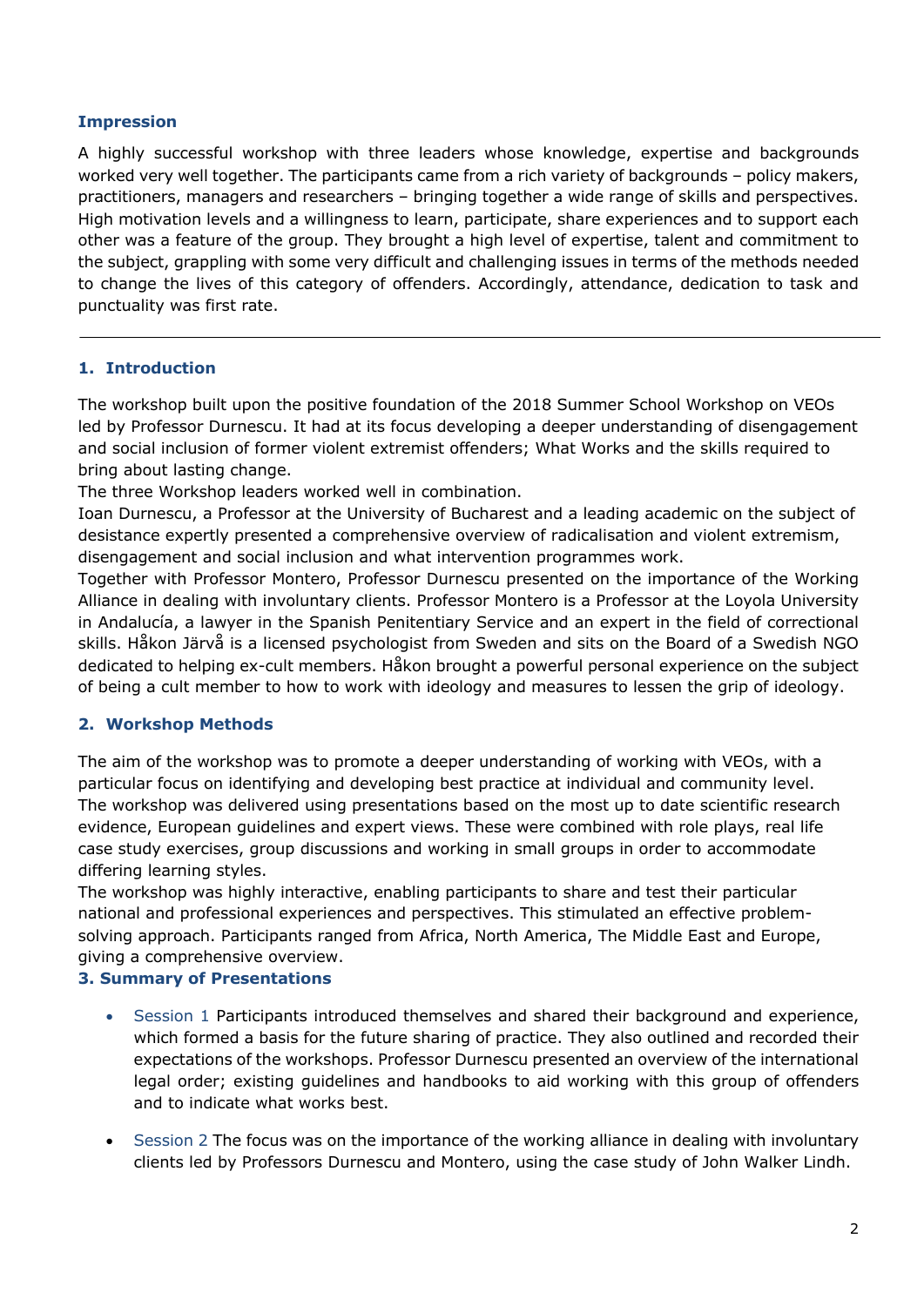### Impression

A highly successful workshop with three leaders whose knowledge, expertise and backgrounds worked very well together. The participants came from a rich variety of backgrounds – policy makers, practitioners, managers and researchers – bringing together a wide range of skills and perspectives. High motivation levels and a willingness to learn, participate, share experiences and to support each other was a feature of the group. They brought a high level of expertise, talent and commitment to the subject, grappling with some very difficult and challenging issues in terms of the methods needed to change the lives of this category of offenders. Accordingly, attendance, dedication to task and punctuality was first rate.

---

### 1. Introduction

The workshop built upon the positive foundation of the 2018 Summer School Workshop on VEOs led by Professor Durnescu. It had at its focus developing a deeper understanding of disengagement and social inclusion of former violent extremist offenders; What Works and the skills required to bring about lasting change.

The three Workshop leaders worked well in combination.

Ioan Durnescu, a Professor at the University of Bucharest and a leading academic on the subject of desistance expertly presented a comprehensive overview of radicalisation and violent extremism, disengagement and social inclusion and what intervention programmes work.

Together with Professor Montero, Professor Durnescu presented on the importance of the Working Alliance in dealing with involuntary clients. Professor Montero is a Professor at the Loyola University in Andalucía, a lawyer in the Spanish Penitentiary Service and an expert in the field of correctional skills. Håkon Järvå is a licensed psychologist from Sweden and sits on the Board of a Swedish NGO dedicated to helping ex-cult members. Håkon brought a powerful personal experience on the subject of being a cult member to how to work with ideology and measures to lessen the grip of ideology.

### 2. Workshop Methods

The aim of the workshop was to promote a deeper understanding of working with VEOs, with a particular focus on identifying and developing best practice at individual and community level.

The workshop was delivered using presentations based on the most up to date scientific research evidence, European guidelines and expert views. These were combined with role plays, real life case study exercises, group discussions and working in small groups in order to accommodate differing learning styles.

The workshop was highly interactive, enabling participants to share and test their particular national and professional experiences and perspectives. This stimulated an effective problem-solving approach. Participants ranged from Africa, North America, The Middle East and Europe, giving a comprehensive overview.

### 3. Summary of Presentations

- Session 1 Participants introduced themselves and shared their background and experience, which formed a basis for the future sharing of practice. They also outlined and recorded their expectations of the workshops. Professor Durnescu presented an overview of the international legal order; existing guidelines and handbooks to aid working with this group of offenders and to indicate what works best.

- Session 2 The focus was on the importance of the working alliance in dealing with involuntary clients led by Professors Durnescu and Montero, using the case study of John Walker Lindh.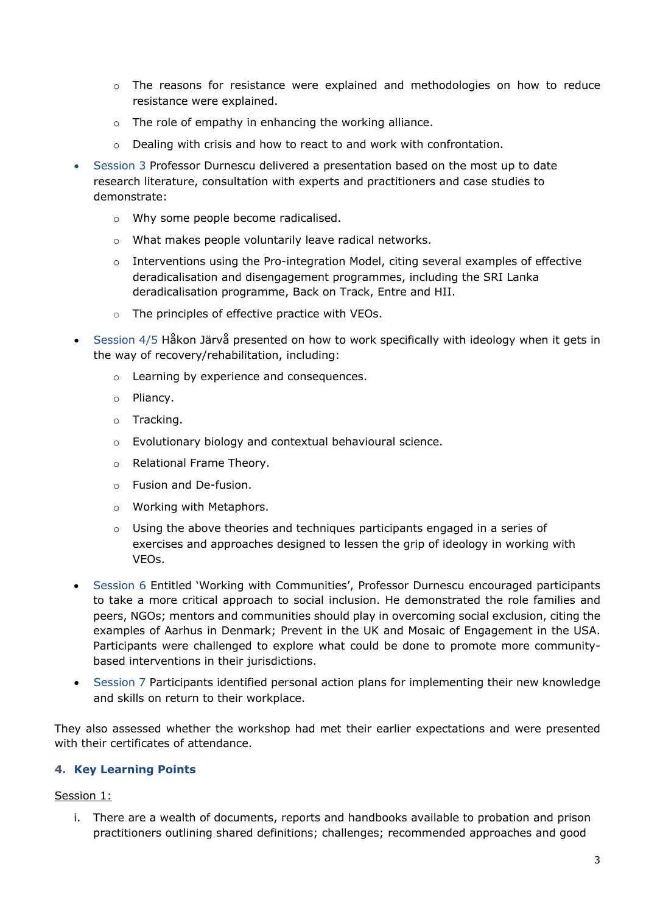- The reasons for resistance were explained and methodologies on how to reduce resistance were explained.
    - The role of empathy in enhancing the working alliance.
    - Dealing with crisis and how to react to and work with confrontation.

- Session 3 Professor Durnescu delivered a presentation based on the most up to date research literature, consultation with experts and practitioners and case studies to demonstrate:
    - Why some people become radicalised.
    - What makes people voluntarily leave radical networks.
    - Interventions using the Pro-integration Model, citing several examples of effective deradicalisation and disengagement programmes, including the SRI Lanka deradicalisation programme, Back on Track, Entre and HII.
    - The principles of effective practice with VEOs.

- Session 4/5 Håkon Järvå presented on how to work specifically with ideology when it gets in the way of recovery/rehabilitation, including:
    - Learning by experience and consequences.
    - Pliancy.
    - Tracking.
    - Evolutionary biology and contextual behavioural science.
    - Relational Frame Theory.
    - Fusion and De-fusion.
    - Working with Metaphors.
    - Using the above theories and techniques participants engaged in a series of exercises and approaches designed to lessen the grip of ideology in working with VEOs.

- Session 6 Entitled 'Working with Communities', Professor Durnescu encouraged participants to take a more critical approach to social inclusion. He demonstrated the role families and peers, NGOs; mentors and communities should play in overcoming social exclusion, citing the examples of Aarhus in Denmark; Prevent in the UK and Mosaic of Engagement in the USA. Participants were challenged to explore what could be done to promote more community-based interventions in their jurisdictions.

- Session 7 Participants identified personal action plans for implementing their new knowledge and skills on return to their workplace.

They also assessed whether the workshop had met their earlier expectations and were presented with their certificates of attendance.

## 4. Key Learning Points

<u>Session 1:</u>

i. There are a wealth of documents, reports and handbooks available to probation and prison practitioners outlining shared definitions; challenges; recommended approaches and good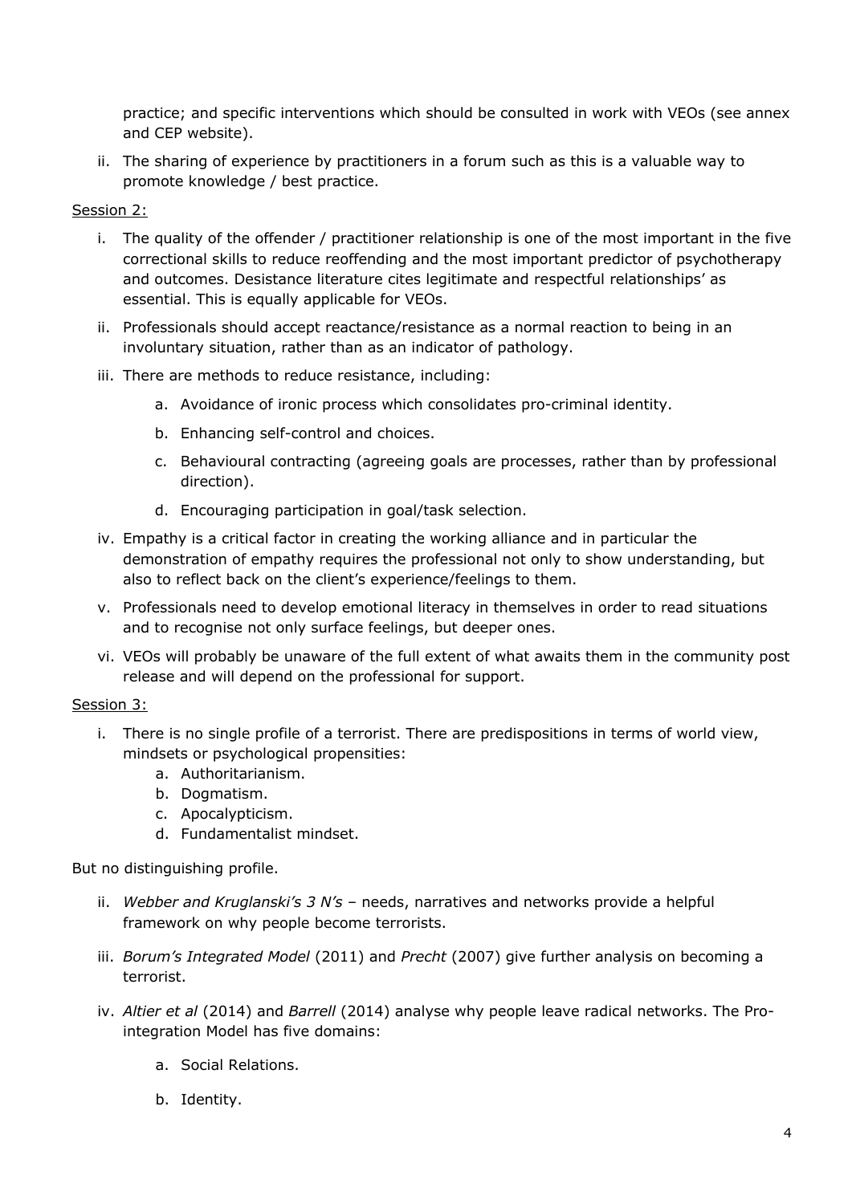practice; and specific interventions which should be consulted in work with VEOs (see annex and CEP website).

ii. The sharing of experience by practitioners in a forum such as this is a valuable way to promote knowledge / best practice.

Session 2:

i. The quality of the offender / practitioner relationship is one of the most important in the five correctional skills to reduce reoffending and the most important predictor of psychotherapy and outcomes. Desistance literature cites legitimate and respectful relationships' as essential. This is equally applicable for VEOs.

ii. Professionals should accept reactance/resistance as a normal reaction to being in an involuntary situation, rather than as an indicator of pathology.

iii. There are methods to reduce resistance, including:

   a. Avoidance of ironic process which consolidates pro-criminal identity.

   b. Enhancing self-control and choices.

   c. Behavioural contracting (agreeing goals are processes, rather than by professional direction).

   d. Encouraging participation in goal/task selection.

iv. Empathy is a critical factor in creating the working alliance and in particular the demonstration of empathy requires the professional not only to show understanding, but also to reflect back on the client's experience/feelings to them.

v. Professionals need to develop emotional literacy in themselves in order to read situations and to recognise not only surface feelings, but deeper ones.

vi. VEOs will probably be unaware of the full extent of what awaits them in the community post release and will depend on the professional for support.

Session 3:

i. There is no single profile of a terrorist. There are predispositions in terms of world view, mindsets or psychological propensities:
   a. Authoritarianism.
   b. Dogmatism.
   c. Apocalypticism.
   d. Fundamentalist mindset.

But no distinguishing profile.

ii. *Webber and Kruglanski's 3 N's* – needs, narratives and networks provide a helpful framework on why people become terrorists.

iii. *Borum's Integrated Model* (2011) and *Precht* (2007) give further analysis on becoming a terrorist.

iv. *Altier et al* (2014) and *Barrell* (2014) analyse why people leave radical networks. The Pro-integration Model has five domains:

   a. Social Relations.

   b. Identity.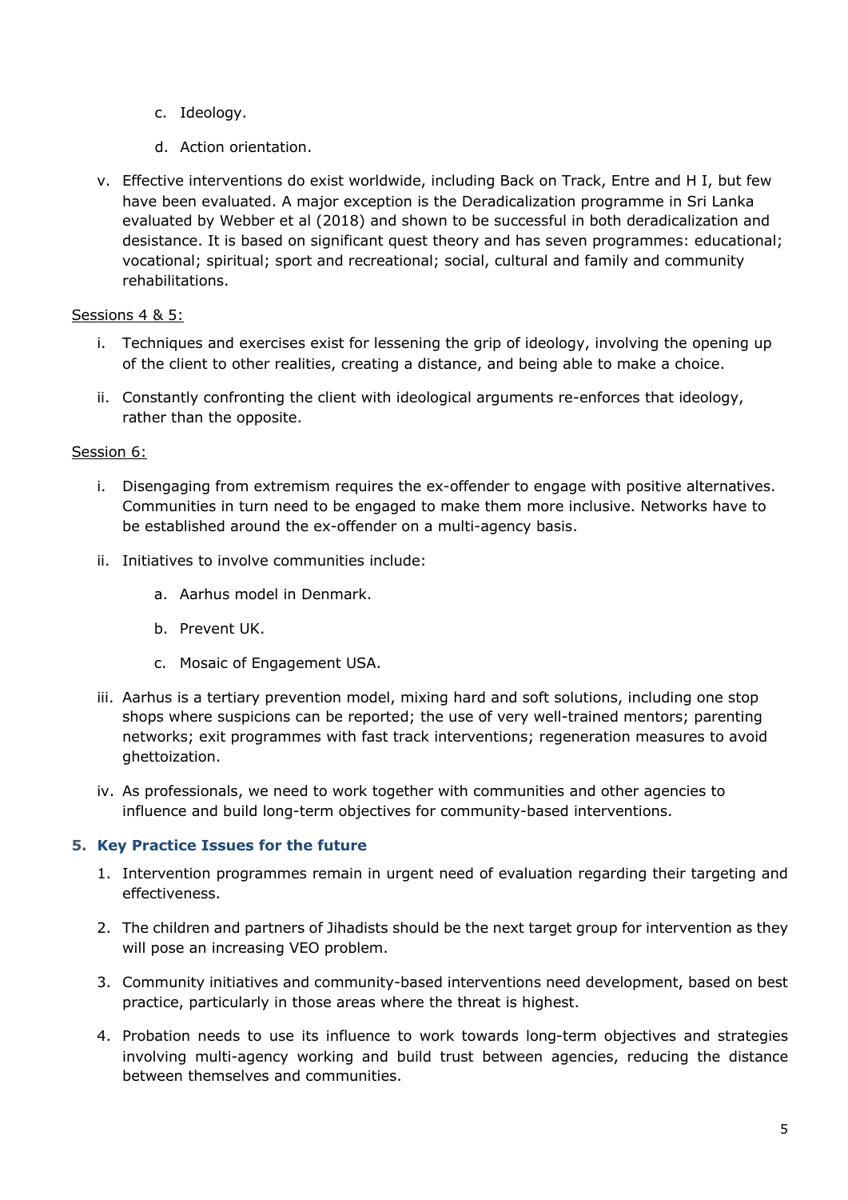c. Ideology.

d. Action orientation.

v. Effective interventions do exist worldwide, including Back on Track, Entre and H I, but few have been evaluated. A major exception is the Deradicalization programme in Sri Lanka evaluated by Webber et al (2018) and shown to be successful in both deradicalization and desistance. It is based on significant quest theory and has seven programmes: educational; vocational; spiritual; sport and recreational; social, cultural and family and community rehabilitations.

<u>Sessions 4 & 5:</u>

i. Techniques and exercises exist for lessening the grip of ideology, involving the opening up of the client to other realities, creating a distance, and being able to make a choice.

ii. Constantly confronting the client with ideological arguments re-enforces that ideology, rather than the opposite.

<u>Session 6:</u>

i. Disengaging from extremism requires the ex-offender to engage with positive alternatives. Communities in turn need to be engaged to make them more inclusive. Networks have to be established around the ex-offender on a multi-agency basis.

ii. Initiatives to involve communities include:

   a. Aarhus model in Denmark.

   b. Prevent UK.

   c. Mosaic of Engagement USA.

iii. Aarhus is a tertiary prevention model, mixing hard and soft solutions, including one stop shops where suspicions can be reported; the use of very well-trained mentors; parenting networks; exit programmes with fast track interventions; regeneration measures to avoid ghettoization.

iv. As professionals, we need to work together with communities and other agencies to influence and build long-term objectives for community-based interventions.

### 5. Key Practice Issues for the future

1. Intervention programmes remain in urgent need of evaluation regarding their targeting and effectiveness.
2. The children and partners of Jihadists should be the next target group for intervention as they will pose an increasing VEO problem.
3. Community initiatives and community-based interventions need development, based on best practice, particularly in those areas where the threat is highest.
4. Probation needs to use its influence to work towards long-term objectives and strategies involving multi-agency working and build trust between agencies, reducing the distance between themselves and communities.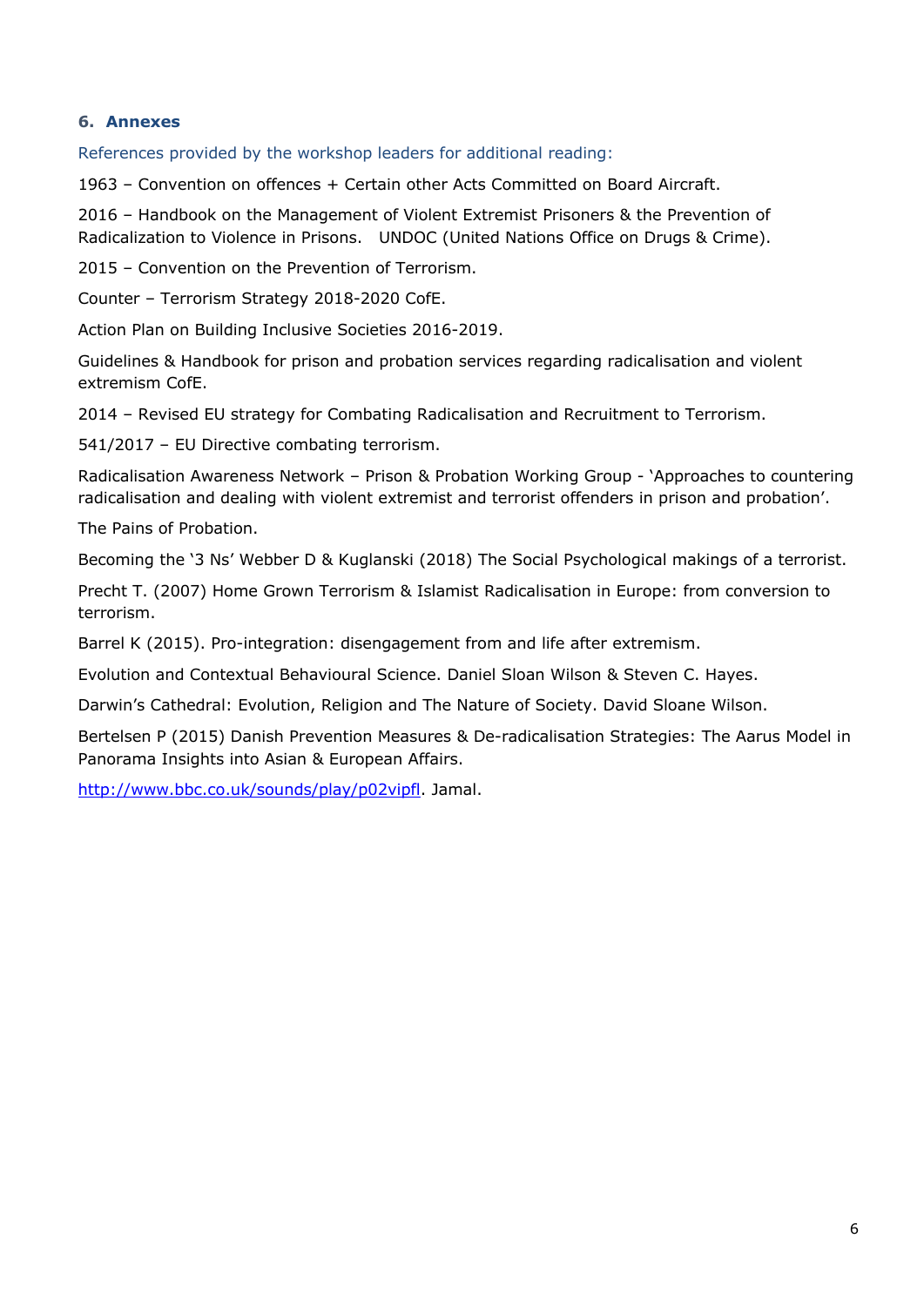## 6. Annexes

References provided by the workshop leaders for additional reading:

1963 – Convention on offences + Certain other Acts Committed on Board Aircraft.

2016 – Handbook on the Management of Violent Extremist Prisoners & the Prevention of Radicalization to Violence in Prisons. UNDOC (United Nations Office on Drugs & Crime).

2015 – Convention on the Prevention of Terrorism.

Counter – Terrorism Strategy 2018-2020 CofE.

Action Plan on Building Inclusive Societies 2016-2019.

Guidelines & Handbook for prison and probation services regarding radicalisation and violent extremism CofE.

2014 – Revised EU strategy for Combating Radicalisation and Recruitment to Terrorism.

541/2017 – EU Directive combating terrorism.

Radicalisation Awareness Network – Prison & Probation Working Group - 'Approaches to countering radicalisation and dealing with violent extremist and terrorist offenders in prison and probation'.

The Pains of Probation.

Becoming the '3 Ns' Webber D & Kuglanski (2018) The Social Psychological makings of a terrorist.

Precht T. (2007) Home Grown Terrorism & Islamist Radicalisation in Europe: from conversion to terrorism.

Barrel K (2015). Pro-integration: disengagement from and life after extremism.

Evolution and Contextual Behavioural Science. Daniel Sloan Wilson & Steven C. Hayes.

Darwin's Cathedral: Evolution, Religion and The Nature of Society. David Sloane Wilson.

Bertelsen P (2015) Danish Prevention Measures & De-radicalisation Strategies: The Aarus Model in Panorama Insights into Asian & European Affairs.

[http://www.bbc.co.uk/sounds/play/p02vipfl](http://www.bbc.co.uk/sounds/play/p02vipfl). Jamal.